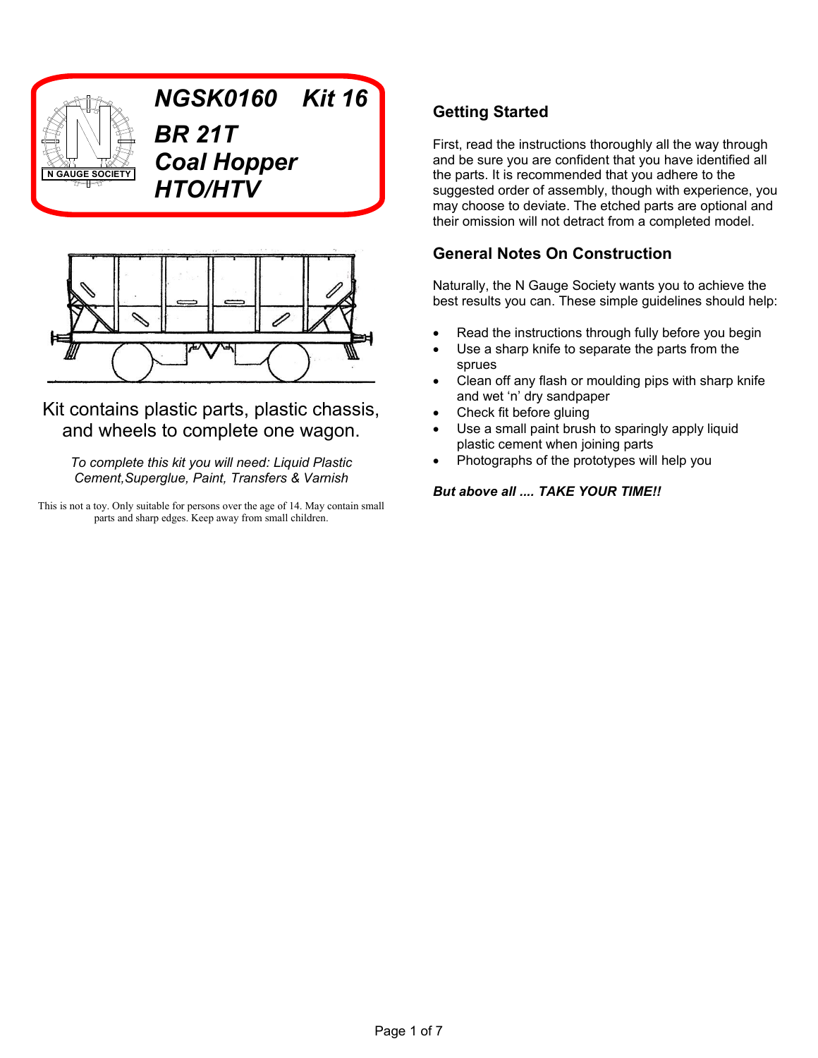# NGSK0160 Kit 16

# BR 21T Coal Hopper HTO/HTV

Kit contains plastic parts, plastic chassis, and wheels to complete one wagon.

*To complete this kit you will need: Liquid Plastic Cement,Superglue, Paint, Transfers & Varnish*

This is not a toy. Only suitable for persons over the age of 14. May contain small parts and sharp edges. Keep away from small children.

## Getting Started

First, read the instructions thoroughly all the way through and be sure you are confident that you have identified all the parts. It is recommended that you adhere to the suggested order of assembly, though with experience, you may choose to deviate. The etched parts are optional and their omission will not detract from a completed model.

## General Notes On Construction

Naturally, the N Gauge Society wants you to achieve the best results you can. These simple guidelines should help:

- Read the instructions through fully before you begin
- Use a sharp knife to separate the parts from the sprues
- Clean off any flash or moulding pips with sharp knife and wet 'n' dry sandpaper
- Check fit before gluing
- Use a small paint brush to sparingly apply liquid plastic cement when joining parts
- Photographs of the prototypes will help you

***But above all .... TAKE YOUR TIME!!***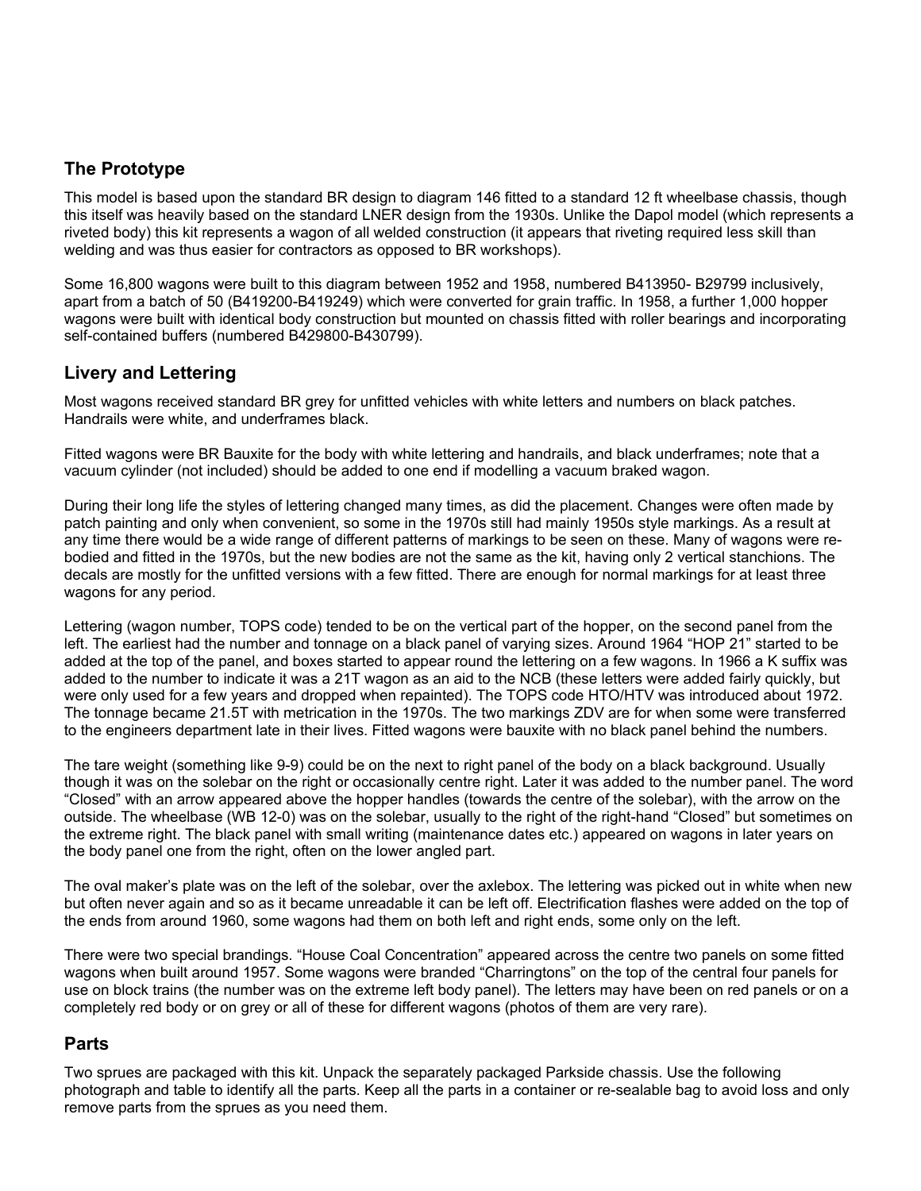## The Prototype

This model is based upon the standard BR design to diagram 146 fitted to a standard 12 ft wheelbase chassis, though this itself was heavily based on the standard LNER design from the 1930s. Unlike the Dapol model (which represents a riveted body) this kit represents a wagon of all welded construction (it appears that riveting required less skill than welding and was thus easier for contractors as opposed to BR workshops).

Some 16,800 wagons were built to this diagram between 1952 and 1958, numbered B413950- B29799 inclusively, apart from a batch of 50 (B419200-B419249) which were converted for grain traffic. In 1958, a further 1,000 hopper wagons were built with identical body construction but mounted on chassis fitted with roller bearings and incorporating self-contained buffers (numbered B429800-B430799).

## Livery and Lettering

Most wagons received standard BR grey for unfitted vehicles with white letters and numbers on black patches. Handrails were white, and underframes black.

Fitted wagons were BR Bauxite for the body with white lettering and handrails, and black underframes; note that a vacuum cylinder (not included) should be added to one end if modelling a vacuum braked wagon.

During their long life the styles of lettering changed many times, as did the placement. Changes were often made by patch painting and only when convenient, so some in the 1970s still had mainly 1950s style markings. As a result at any time there would be a wide range of different patterns of markings to be seen on these. Many of wagons were re-bodied and fitted in the 1970s, but the new bodies are not the same as the kit, having only 2 vertical stanchions. The decals are mostly for the unfitted versions with a few fitted. There are enough for normal markings for at least three wagons for any period.

Lettering (wagon number, TOPS code) tended to be on the vertical part of the hopper, on the second panel from the left. The earliest had the number and tonnage on a black panel of varying sizes. Around 1964 "HOP 21" started to be added at the top of the panel, and boxes started to appear round the lettering on a few wagons. In 1966 a K suffix was added to the number to indicate it was a 21T wagon as an aid to the NCB (these letters were added fairly quickly, but were only used for a few years and dropped when repainted). The TOPS code HTO/HTV was introduced about 1972. The tonnage became 21.5T with metrication in the 1970s. The two markings ZDV are for when some were transferred to the engineers department late in their lives. Fitted wagons were bauxite with no black panel behind the numbers.

The tare weight (something like 9-9) could be on the next to right panel of the body on a black background. Usually though it was on the solebar on the right or occasionally centre right. Later it was added to the number panel. The word "Closed" with an arrow appeared above the hopper handles (towards the centre of the solebar), with the arrow on the outside. The wheelbase (WB 12-0) was on the solebar, usually to the right of the right-hand "Closed" but sometimes on the extreme right. The black panel with small writing (maintenance dates etc.) appeared on wagons in later years on the body panel one from the right, often on the lower angled part.

The oval maker's plate was on the left of the solebar, over the axlebox. The lettering was picked out in white when new but often never again and so as it became unreadable it can be left off. Electrification flashes were added on the top of the ends from around 1960, some wagons had them on both left and right ends, some only on the left.

There were two special brandings. "House Coal Concentration" appeared across the centre two panels on some fitted wagons when built around 1957. Some wagons were branded "Charringtons" on the top of the central four panels for use on block trains (the number was on the extreme left body panel). The letters may have been on red panels or on a completely red body or on grey or all of these for different wagons (photos of them are very rare).

## Parts

Two sprues are packaged with this kit. Unpack the separately packaged Parkside chassis. Use the following photograph and table to identify all the parts. Keep all the parts in a container or re-sealable bag to avoid loss and only remove parts from the sprues as you need them.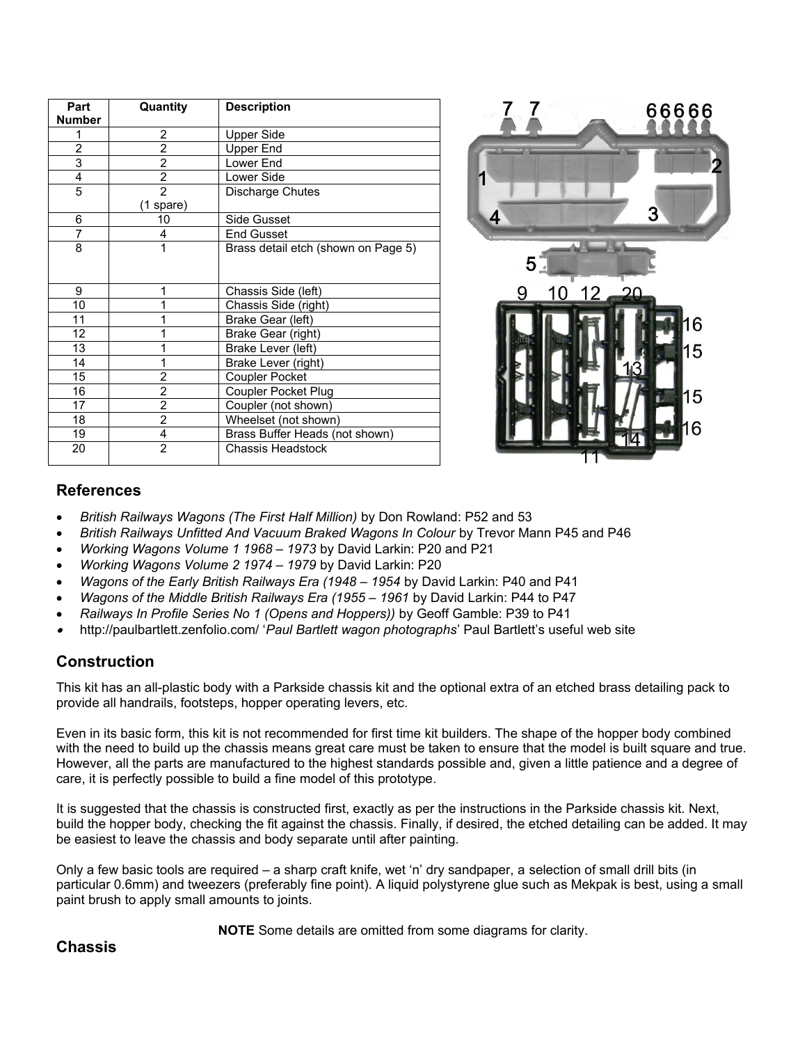| Part Number | Quantity | Description |
|---|---|---|
| 1 | 2 | Upper Side |
| 2 | 2 | Upper End |
| 3 | 2 | Lower End |
| 4 | 2 | Lower Side |
| 5 | 2 (1 spare) | Discharge Chutes |
| 6 | 10 | Side Gusset |
| 7 | 4 | End Gusset |
| 8 | 1 | Brass detail etch (shown on Page 5) |
| 9 | 1 | Chassis Side (left) |
| 10 | 1 | Chassis Side (right) |
| 11 | 1 | Brake Gear (left) |
| 12 | 1 | Brake Gear (right) |
| 13 | 1 | Brake Lever (left) |
| 14 | 1 | Brake Lever (right) |
| 15 | 2 | Coupler Pocket |
| 16 | 2 | Coupler Pocket Plug |
| 17 | 2 | Coupler (not shown) |
| 18 | 2 | Wheelset (not shown) |
| 19 | 4 | Brass Buffer Heads (not shown) |
| 20 | 2 | Chassis Headstock |

## References

- *British Railways Wagons (The First Half Million)* by Don Rowland: P52 and 53
- *British Railways Unfitted And Vacuum Braked Wagons In Colour* by Trevor Mann P45 and P46
- *Working Wagons Volume 1 1968 – 1973* by David Larkin: P20 and P21
- *Working Wagons Volume 2 1974 – 1979* by David Larkin: P20
- *Wagons of the Early British Railways Era (1948 – 1954* by David Larkin: P40 and P41
- *Wagons of the Middle British Railways Era (1955 – 1961* by David Larkin: P44 to P47
- *Railways In Profile Series No 1 (Opens and Hoppers))* by Geoff Gamble: P39 to P41
- http://paulbartlett.zenfolio.com/ '*Paul Bartlett wagon photographs*' Paul Bartlett's useful web site

## Construction

This kit has an all-plastic body with a Parkside chassis kit and the optional extra of an etched brass detailing pack to provide all handrails, footsteps, hopper operating levers, etc.

Even in its basic form, this kit is not recommended for first time kit builders. The shape of the hopper body combined with the need to build up the chassis means great care must be taken to ensure that the model is built square and true. However, all the parts are manufactured to the highest standards possible and, given a little patience and a degree of care, it is perfectly possible to build a fine model of this prototype.

It is suggested that the chassis is constructed first, exactly as per the instructions in the Parkside chassis kit. Next, build the hopper body, checking the fit against the chassis. Finally, if desired, the etched detailing can be added. It may be easiest to leave the chassis and body separate until after painting.

Only a few basic tools are required – a sharp craft knife, wet 'n' dry sandpaper, a selection of small drill bits (in particular 0.6mm) and tweezers (preferably fine point). A liquid polystyrene glue such as Mekpak is best, using a small paint brush to apply small amounts to joints.

**NOTE** Some details are omitted from some diagrams for clarity.

## Chassis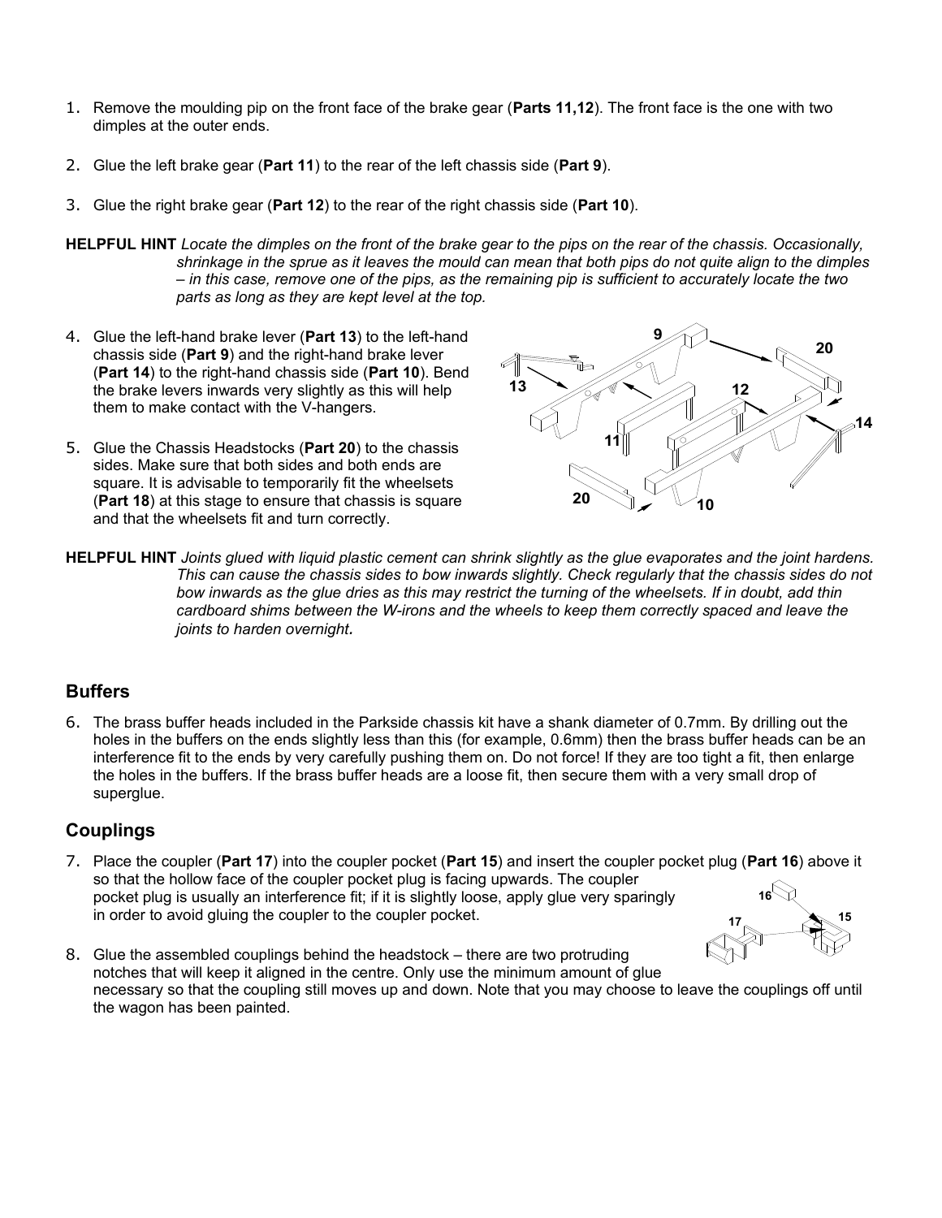1. Remove the moulding pip on the front face of the brake gear (**Parts 11,12**). The front face is the one with two dimples at the outer ends.

2. Glue the left brake gear (**Part 11**) to the rear of the left chassis side (**Part 9**).

3. Glue the right brake gear (**Part 12**) to the rear of the right chassis side (**Part 10**).

**HELPFUL HINT** *Locate the dimples on the front of the brake gear to the pips on the rear of the chassis. Occasionally, shrinkage in the sprue as it leaves the mould can mean that both pips do not quite align to the dimples – in this case, remove one of the pips, as the remaining pip is sufficient to accurately locate the two parts as long as they are kept level at the top.*

4. Glue the left-hand brake lever (**Part 13**) to the left-hand chassis side (**Part 9**) and the right-hand brake lever (**Part 14**) to the right-hand chassis side (**Part 10**). Bend the brake levers inwards very slightly as this will help them to make contact with the V-hangers.

5. Glue the Chassis Headstocks (**Part 20**) to the chassis sides. Make sure that both sides and both ends are square. It is advisable to temporarily fit the wheelsets (**Part 18**) at this stage to ensure that chassis is square and that the wheelsets fit and turn correctly.

**HELPFUL HINT** *Joints glued with liquid plastic cement can shrink slightly as the glue evaporates and the joint hardens. This can cause the chassis sides to bow inwards slightly. Check regularly that the chassis sides do not bow inwards as the glue dries as this may restrict the turning of the wheelsets. If in doubt, add thin cardboard shims between the W-irons and the wheels to keep them correctly spaced and leave the joints to harden overnight.*

## Buffers

6. The brass buffer heads included in the Parkside chassis kit have a shank diameter of 0.7mm. By drilling out the holes in the buffers on the ends slightly less than this (for example, 0.6mm) then the brass buffer heads can be an interference fit to the ends by very carefully pushing them on. Do not force! If they are too tight a fit, then enlarge the holes in the buffers. If the brass buffer heads are a loose fit, then secure them with a very small drop of superglue.

## Couplings

7. Place the coupler (**Part 17**) into the coupler pocket (**Part 15**) and insert the coupler pocket plug (**Part 16**) above it so that the hollow face of the coupler pocket plug is facing upwards. The coupler pocket plug is usually an interference fit; if it is slightly loose, apply glue very sparingly in order to avoid gluing the coupler to the coupler pocket.

8. Glue the assembled couplings behind the headstock – there are two protruding notches that will keep it aligned in the centre. Only use the minimum amount of glue necessary so that the coupling still moves up and down. Note that you may choose to leave the couplings off until the wagon has been painted.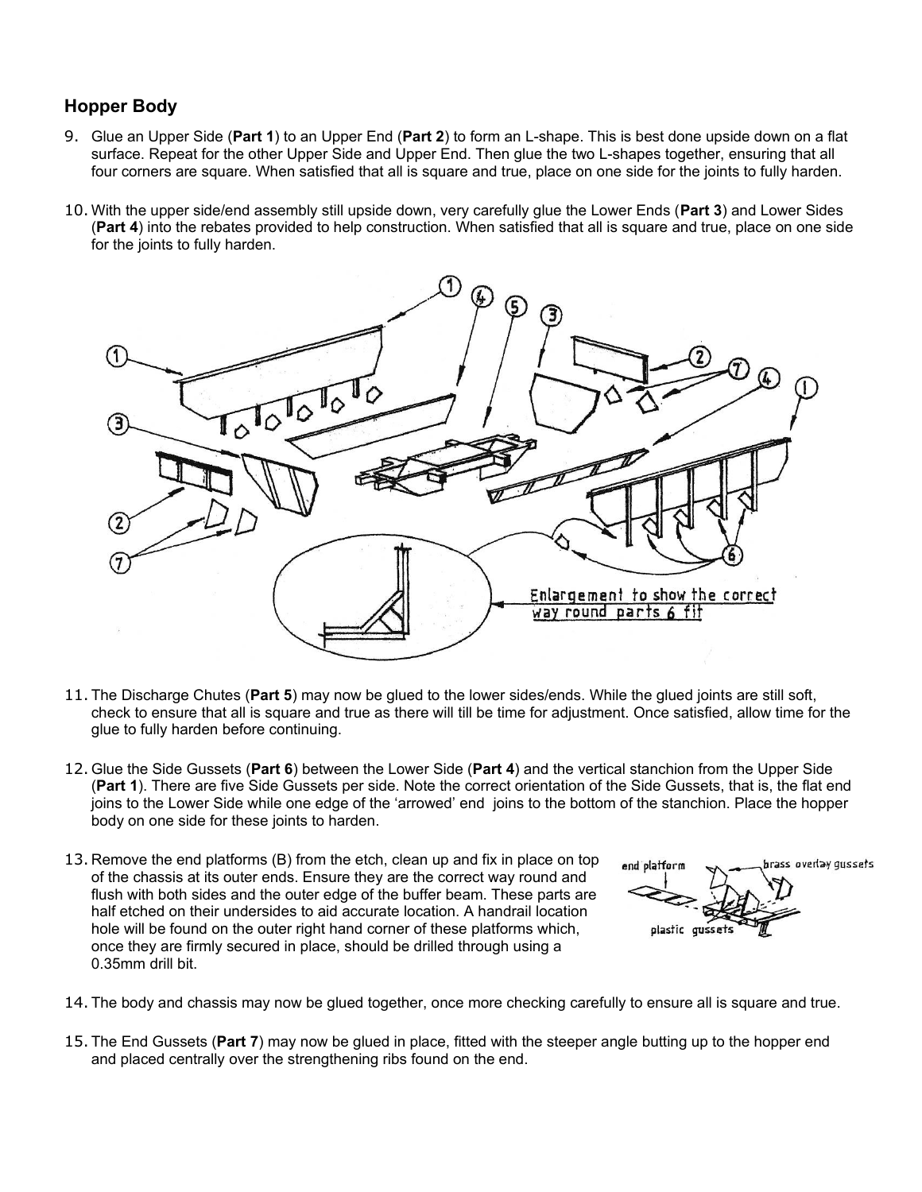## Hopper Body

9. Glue an Upper Side (**Part 1**) to an Upper End (**Part 2**) to form an L-shape. This is best done upside down on a flat surface. Repeat for the other Upper Side and Upper End. Then glue the two L-shapes together, ensuring that all four corners are square. When satisfied that all is square and true, place on one side for the joints to fully harden.

10. With the upper side/end assembly still upside down, very carefully glue the Lower Ends (**Part 3**) and Lower Sides (**Part 4**) into the rebates provided to help construction. When satisfied that all is square and true, place on one side for the joints to fully harden.

11. The Discharge Chutes (**Part 5**) may now be glued to the lower sides/ends. While the glued joints are still soft, check to ensure that all is square and true as there will till be time for adjustment. Once satisfied, allow time for the glue to fully harden before continuing.

12. Glue the Side Gussets (**Part 6**) between the Lower Side (**Part 4**) and the vertical stanchion from the Upper Side (**Part 1**). There are five Side Gussets per side. Note the correct orientation of the Side Gussets, that is, the flat end joins to the Lower Side while one edge of the 'arrowed' end joins to the bottom of the stanchion. Place the hopper body on one side for these joints to harden.

13. Remove the end platforms (B) from the etch, clean up and fix in place on top of the chassis at its outer ends. Ensure they are the correct way round and flush with both sides and the outer edge of the buffer beam. These parts are half etched on their undersides to aid accurate location. A handrail location hole will be found on the outer right hand corner of these platforms which, once they are firmly secured in place, should be drilled through using a 0.35mm drill bit.

14. The body and chassis may now be glued together, once more checking carefully to ensure all is square and true.

15. The End Gussets (**Part 7**) may now be glued in place, fitted with the steeper angle butting up to the hopper end and placed centrally over the strengthening ribs found on the end.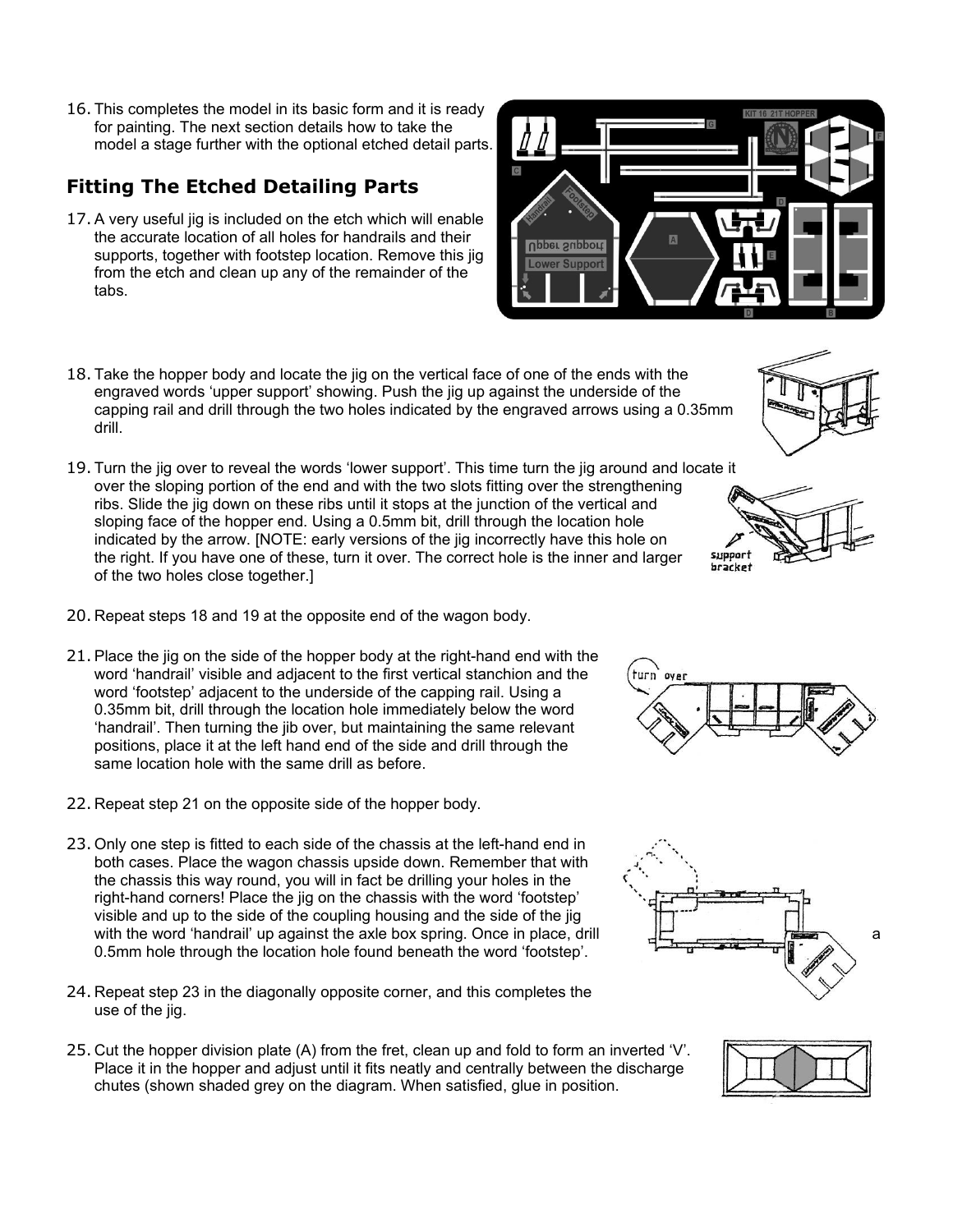16. This completes the model in its basic form and it is ready for painting. The next section details how to take the model a stage further with the optional etched detail parts.

## Fitting The Etched Detailing Parts

17. A very useful jig is included on the etch which will enable the accurate location of all holes for handrails and their supports, together with footstep location. Remove this jig from the etch and clean up any of the remainder of the tabs.

18. Take the hopper body and locate the jig on the vertical face of one of the ends with the engraved words 'upper support' showing. Push the jig up against the underside of the capping rail and drill through the two holes indicated by the engraved arrows using a 0.35mm drill.

19. Turn the jig over to reveal the words 'lower support'. This time turn the jig around and locate it over the sloping portion of the end and with the two slots fitting over the strengthening ribs. Slide the jig down on these ribs until it stops at the junction of the vertical and sloping face of the hopper end. Using a 0.5mm bit, drill through the location hole indicated by the arrow. [NOTE: early versions of the jig incorrectly have this hole on the right. If you have one of these, turn it over. The correct hole is the inner and larger of the two holes close together.]

20. Repeat steps 18 and 19 at the opposite end of the wagon body.

21. Place the jig on the side of the hopper body at the right-hand end with the word 'handrail' visible and adjacent to the first vertical stanchion and the word 'footstep' adjacent to the underside of the capping rail. Using a 0.35mm bit, drill through the location hole immediately below the word 'handrail'. Then turning the jib over, but maintaining the same relevant positions, place it at the left hand end of the side and drill through the same location hole with the same drill as before.

22. Repeat step 21 on the opposite side of the hopper body.

23. Only one step is fitted to each side of the chassis at the left-hand end in both cases. Place the wagon chassis upside down. Remember that with the chassis this way round, you will in fact be drilling your holes in the right-hand corners! Place the jig on the chassis with the word 'footstep' visible and up to the side of the coupling housing and the side of the jig with the word 'handrail' up against the axle box spring. Once in place, drill a 0.5mm hole through the location hole found beneath the word 'footstep'.

24. Repeat step 23 in the diagonally opposite corner, and this completes the use of the jig.

25. Cut the hopper division plate (A) from the fret, clean up and fold to form an inverted 'V'. Place it in the hopper and adjust until it fits neatly and centrally between the discharge chutes (shown shaded grey on the diagram. When satisfied, glue in position.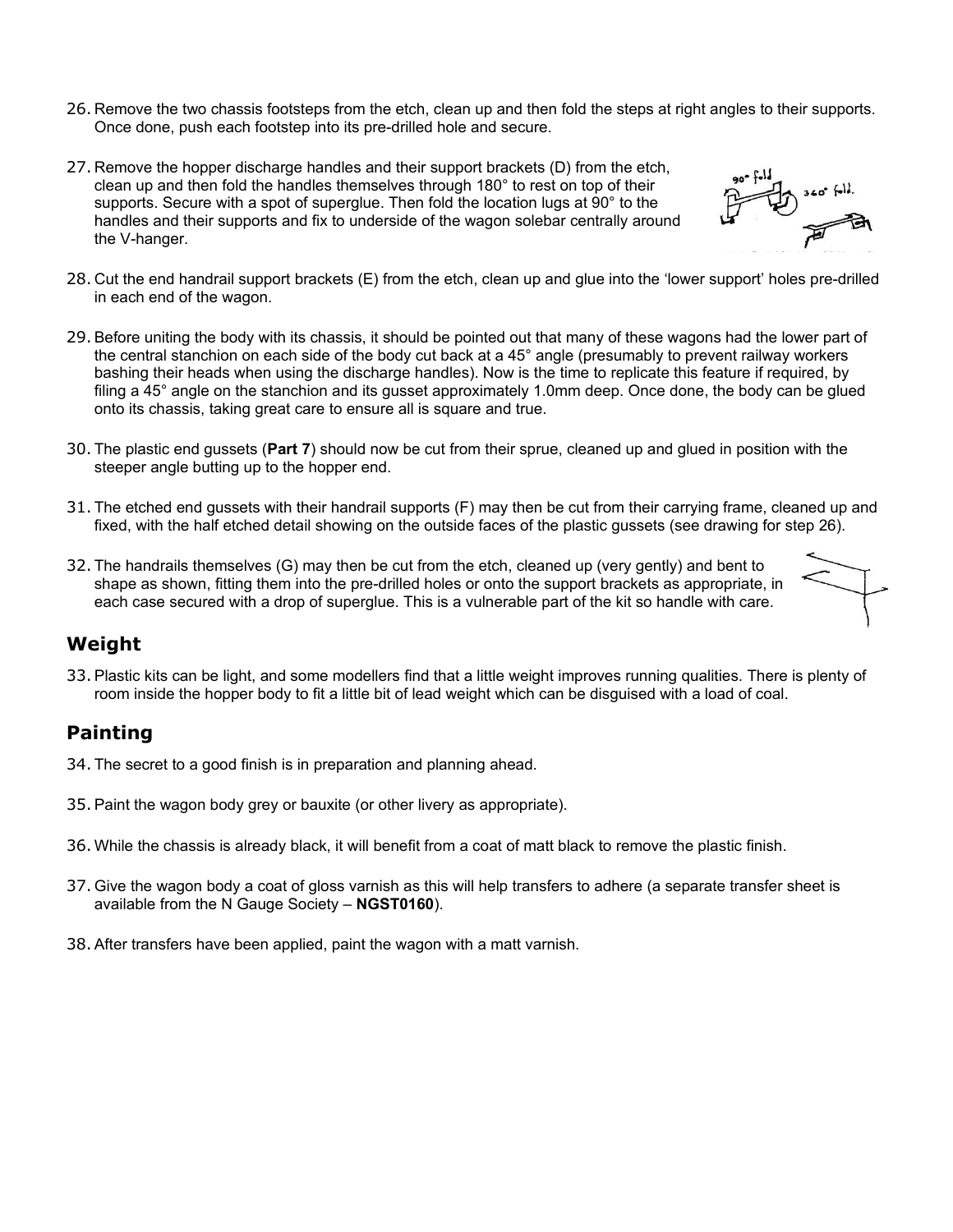26. Remove the two chassis footsteps from the etch, clean up and then fold the steps at right angles to their supports. Once done, push each footstep into its pre-drilled hole and secure.

27. Remove the hopper discharge handles and their support brackets (D) from the etch, clean up and then fold the handles themselves through 180° to rest on top of their supports. Secure with a spot of superglue. Then fold the location lugs at 90° to the handles and their supports and fix to underside of the wagon solebar centrally around the V-hanger.

28. Cut the end handrail support brackets (E) from the etch, clean up and glue into the 'lower support' holes pre-drilled in each end of the wagon.

29. Before uniting the body with its chassis, it should be pointed out that many of these wagons had the lower part of the central stanchion on each side of the body cut back at a 45° angle (presumably to prevent railway workers bashing their heads when using the discharge handles). Now is the time to replicate this feature if required, by filing a 45° angle on the stanchion and its gusset approximately 1.0mm deep. Once done, the body can be glued onto its chassis, taking great care to ensure all is square and true.

30. The plastic end gussets (**Part 7**) should now be cut from their sprue, cleaned up and glued in position with the steeper angle butting up to the hopper end.

31. The etched end gussets with their handrail supports (F) may then be cut from their carrying frame, cleaned up and fixed, with the half etched detail showing on the outside faces of the plastic gussets (see drawing for step 26).

32. The handrails themselves (G) may then be cut from the etch, cleaned up (very gently) and bent to shape as shown, fitting them into the pre-drilled holes or onto the support brackets as appropriate, in each case secured with a drop of superglue. This is a vulnerable part of the kit so handle with care.

## Weight

33. Plastic kits can be light, and some modellers find that a little weight improves running qualities. There is plenty of room inside the hopper body to fit a little bit of lead weight which can be disguised with a load of coal.

## Painting

34. The secret to a good finish is in preparation and planning ahead.

35. Paint the wagon body grey or bauxite (or other livery as appropriate).

36. While the chassis is already black, it will benefit from a coat of matt black to remove the plastic finish.

37. Give the wagon body a coat of gloss varnish as this will help transfers to adhere (a separate transfer sheet is available from the N Gauge Society – **NGST0160**).

38. After transfers have been applied, paint the wagon with a matt varnish.